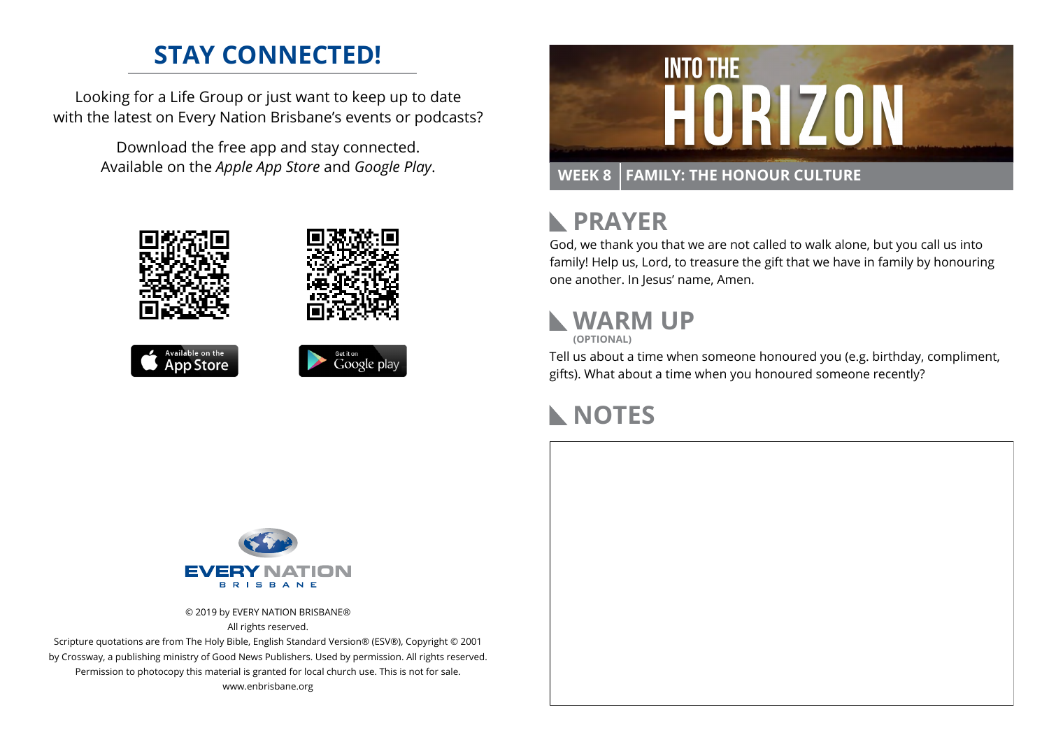## STAY CONNECTED!

Looking for a Life Group or just want to keep up to date with the latest on Every Nation Brisbane's events or podcasts?

Download the free app and stay connected. Available on the *Apple App Store* and *Google Play*.

Available on the App Store

Get it on Google play

EVERY NATION BRISBANE

© 2019 by EVERY NATION BRISBANE®
All rights reserved.
Scripture quotations are from The Holy Bible, English Standard Version® (ESV®), Copyright © 2001 by Crossway, a publishing ministry of Good News Publishers. Used by permission. All rights reserved.
Permission to photocopy this material is granted for local church use. This is not for sale.
www.enbrisbane.org

# INTO THE HORIZON

**WEEK 8 | FAMILY: THE HONOUR CULTURE**

## PRAYER

God, we thank you that we are not called to walk alone, but you call us into family! Help us, Lord, to treasure the gift that we have in family by honouring one another. In Jesus' name, Amen.

## WARM UP

**(OPTIONAL)**

Tell us about a time when someone honoured you (e.g. birthday, compliment, gifts). What about a time when you honoured someone recently?

## NOTES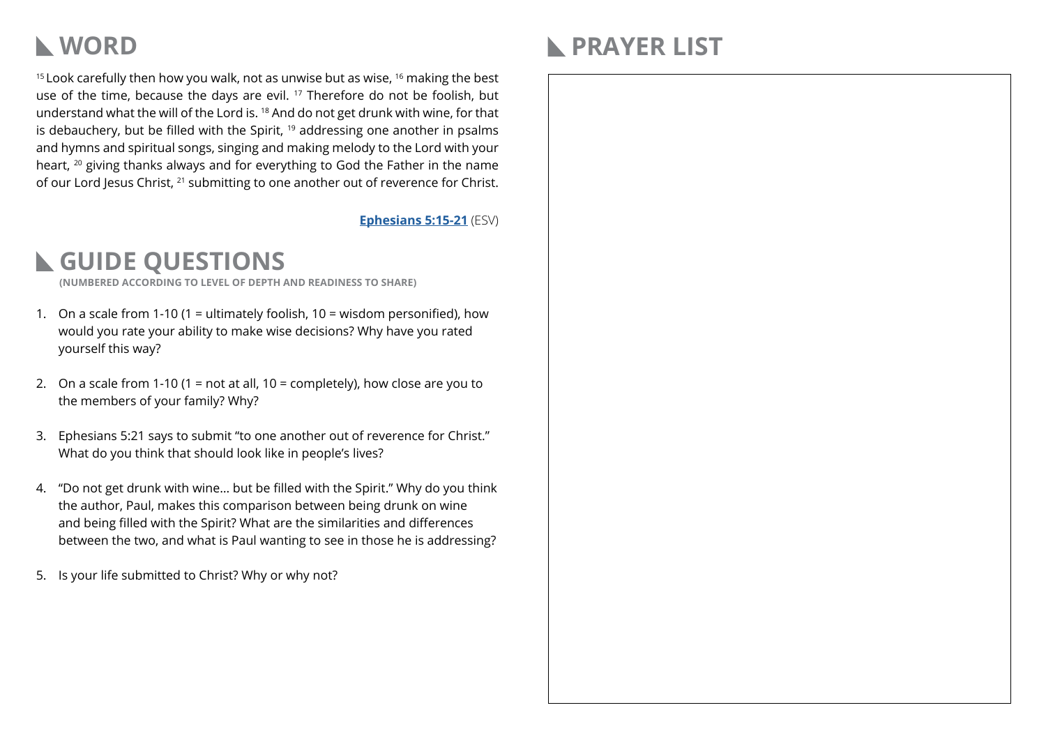## WORD

[15] Look carefully then how you walk, not as unwise but as wise, [16] making the best use of the time, because the days are evil. [17] Therefore do not be foolish, but understand what the will of the Lord is. [18] And do not get drunk with wine, for that is debauchery, but be filled with the Spirit, [19] addressing one another in psalms and hymns and spiritual songs, singing and making melody to the Lord with your heart, [20] giving thanks always and for everything to God the Father in the name of our Lord Jesus Christ, [21] submitting to one another out of reverence for Christ.

**Ephesians 5:15-21** (ESV)

## GUIDE QUESTIONS

**(NUMBERED ACCORDING TO LEVEL OF DEPTH AND READINESS TO SHARE)**

1. On a scale from 1-10 (1 = ultimately foolish, 10 = wisdom personified), how would you rate your ability to make wise decisions? Why have you rated yourself this way?
2. On a scale from 1-10 (1 = not at all, 10 = completely), how close are you to the members of your family? Why?
3. Ephesians 5:21 says to submit "to one another out of reverence for Christ." What do you think that should look like in people's lives?
4. "Do not get drunk with wine... but be filled with the Spirit." Why do you think the author, Paul, makes this comparison between being drunk on wine and being filled with the Spirit? What are the similarities and differences between the two, and what is Paul wanting to see in those he is addressing?
5. Is your life submitted to Christ? Why or why not?

## PRAYER LIST